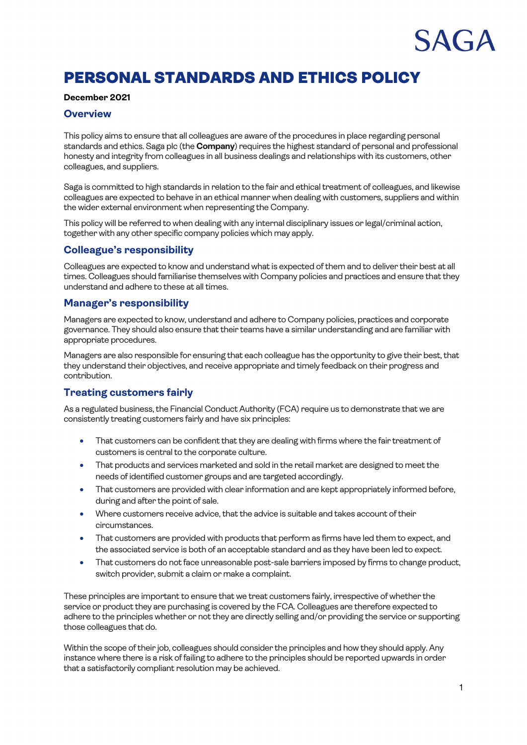# PERSONAL STANDARDS AND ETHICS POLICY

**December 2021**

## Overview

This policy aims to ensure that all colleagues are aware of the procedures in place regarding personal standards and ethics. Saga plc (the **Company**) requires the highest standard of personal and professional honesty and integrity from colleagues in all business dealings and relationships with its customers, other colleagues, and suppliers.

Saga is committed to high standards in relation to the fair and ethical treatment of colleagues, and likewise colleagues are expected to behave in an ethical manner when dealing with customers, suppliers and within the wider external environment when representing the Company.

This policy will be referred to when dealing with any internal disciplinary issues or legal/criminal action, together with any other specific company policies which may apply.

## Colleague's responsibility

Colleagues are expected to know and understand what is expected of them and to deliver their best at all times. Colleagues should familiarise themselves with Company policies and practices and ensure that they understand and adhere to these at all times.

## Manager's responsibility

Managers are expected to know, understand and adhere to Company policies, practices and corporate governance. They should also ensure that their teams have a similar understanding and are familiar with appropriate procedures.

Managers are also responsible for ensuring that each colleague has the opportunity to give their best, that they understand their objectives, and receive appropriate and timely feedback on their progress and contribution.

## Treating customers fairly

As a regulated business, the Financial Conduct Authority (FCA) require us to demonstrate that we are consistently treating customers fairly and have six principles:

- That customers can be confident that they are dealing with firms where the fair treatment of customers is central to the corporate culture.
- That products and services marketed and sold in the retail market are designed to meet the needs of identified customer groups and are targeted accordingly.
- That customers are provided with clear information and are kept appropriately informed before, during and after the point of sale.
- Where customers receive advice, that the advice is suitable and takes account of their circumstances.
- That customers are provided with products that perform as firms have led them to expect, and the associated service is both of an acceptable standard and as they have been led to expect.
- That customers do not face unreasonable post-sale barriers imposed by firms to change product, switch provider, submit a claim or make a complaint.

These principles are important to ensure that we treat customers fairly, irrespective of whether the service or product they are purchasing is covered by the FCA. Colleagues are therefore expected to adhere to the principles whether or not they are directly selling and/or providing the service or supporting those colleagues that do.

Within the scope of their job, colleagues should consider the principles and how they should apply. Any instance where there is a risk of failing to adhere to the principles should be reported upwards in order that a satisfactorily compliant resolution may be achieved.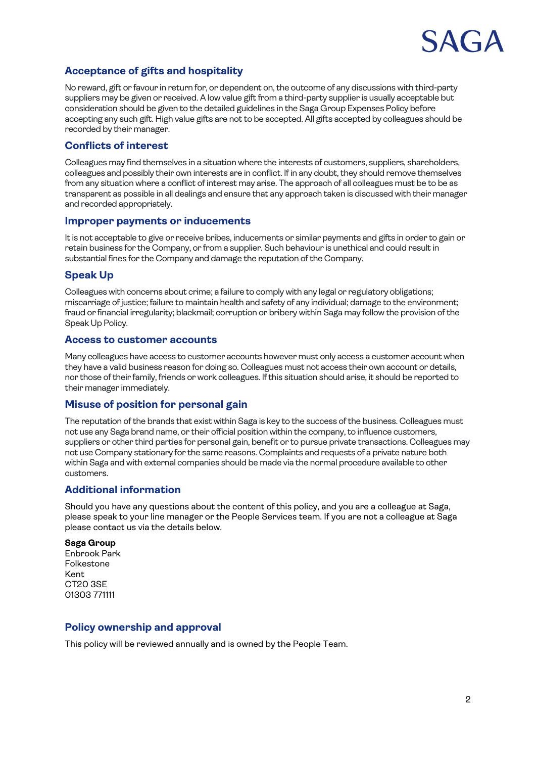## Acceptance of gifts and hospitality

No reward, gift or favour in return for, or dependent on, the outcome of any discussions with third-party suppliers may be given or received. A low value gift from a third-party supplier is usually acceptable but consideration should be given to the detailed guidelines in the Saga Group Expenses Policy before accepting any such gift. High value gifts are not to be accepted. All gifts accepted by colleagues should be recorded by their manager.

## Conflicts of interest

Colleagues may find themselves in a situation where the interests of customers, suppliers, shareholders, colleagues and possibly their own interests are in conflict. If in any doubt, they should remove themselves from any situation where a conflict of interest may arise. The approach of all colleagues must be to be as transparent as possible in all dealings and ensure that any approach taken is discussed with their manager and recorded appropriately.

## Improper payments or inducements

It is not acceptable to give or receive bribes, inducements or similar payments and gifts in order to gain or retain business for the Company, or from a supplier. Such behaviour is unethical and could result in substantial fines for the Company and damage the reputation of the Company.

## Speak Up

Colleagues with concerns about crime; a failure to comply with any legal or regulatory obligations; miscarriage of justice; failure to maintain health and safety of any individual; damage to the environment; fraud or financial irregularity; blackmail; corruption or bribery within Saga may follow the provision of the Speak Up Policy.

## Access to customer accounts

Many colleagues have access to customer accounts however must only access a customer account when they have a valid business reason for doing so. Colleagues must not access their own account or details, nor those of their family, friends or work colleagues. If this situation should arise, it should be reported to their manager immediately.

## Misuse of position for personal gain

The reputation of the brands that exist within Saga is key to the success of the business. Colleagues must not use any Saga brand name, or their official position within the company, to influence customers, suppliers or other third parties for personal gain, benefit or to pursue private transactions. Colleagues may not use Company stationary for the same reasons. Complaints and requests of a private nature both within Saga and with external companies should be made via the normal procedure available to other customers.

## Additional information

Should you have any questions about the content of this policy, and you are a colleague at Saga, please speak to your line manager or the People Services team. If you are not a colleague at Saga please contact us via the details below.

**Saga Group**
Enbrook Park
Folkestone
Kent
CT20 3SE
01303 771111

## Policy ownership and approval

This policy will be reviewed annually and is owned by the People Team.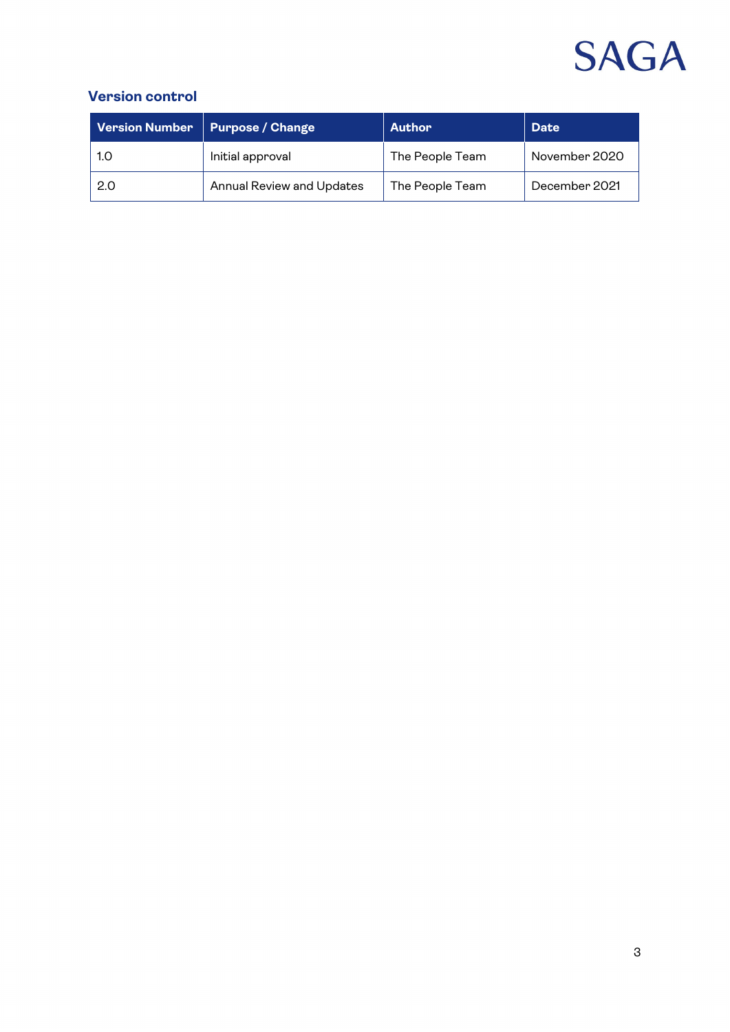## Version control

| Version Number | Purpose / Change | Author | Date |
|---|---|---|---|
| 1.0 | Initial approval | The People Team | November 2020 |
| 2.0 | Annual Review and Updates | The People Team | December 2021 |